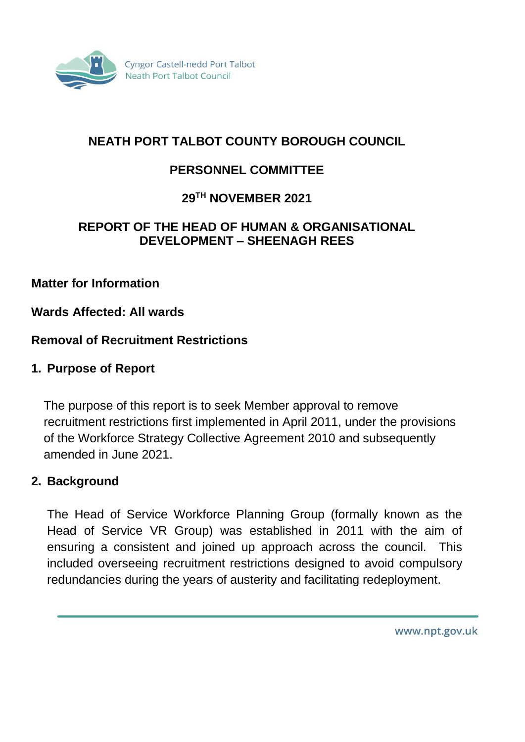Cyngor Castell-nedd Port Talbot
Neath Port Talbot Council

# NEATH PORT TALBOT COUNTY BOROUGH COUNCIL

## PERSONNEL COMMITTEE

## 29TH NOVEMBER 2021

## REPORT OF THE HEAD OF HUMAN & ORGANISATIONAL DEVELOPMENT – SHEENAGH REES

**Matter for Information**

**Wards Affected: All wards**

**Removal of Recruitment Restrictions**

### 1. Purpose of Report

The purpose of this report is to seek Member approval to remove recruitment restrictions first implemented in April 2011, under the provisions of the Workforce Strategy Collective Agreement 2010 and subsequently amended in June 2021.

### 2. Background

The Head of Service Workforce Planning Group (formally known as the Head of Service VR Group) was established in 2011 with the aim of ensuring a consistent and joined up approach across the council. This included overseeing recruitment restrictions designed to avoid compulsory redundancies during the years of austerity and facilitating redeployment.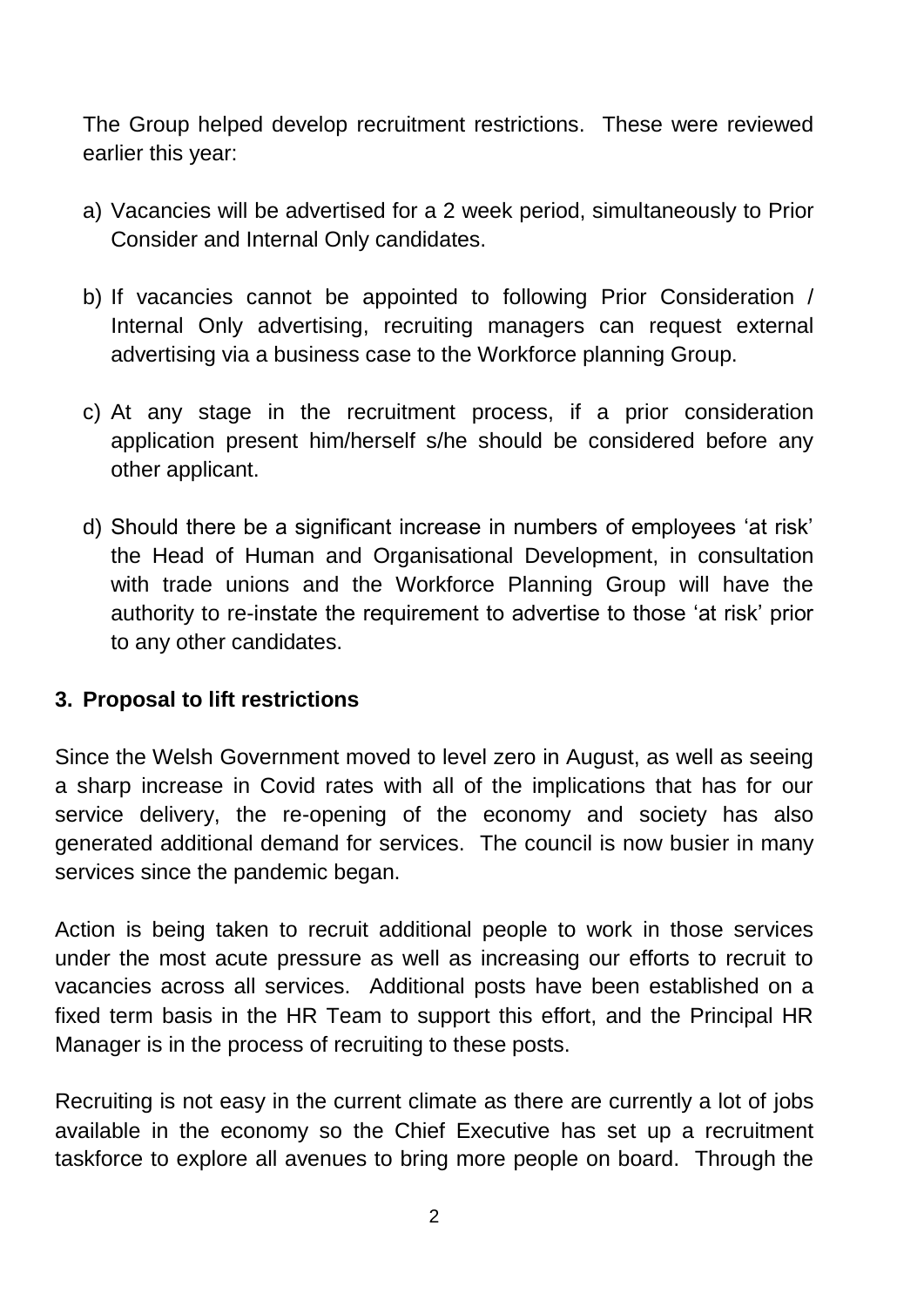The Group helped develop recruitment restrictions. These were reviewed earlier this year:

a) Vacancies will be advertised for a 2 week period, simultaneously to Prior Consider and Internal Only candidates.

b) If vacancies cannot be appointed to following Prior Consideration / Internal Only advertising, recruiting managers can request external advertising via a business case to the Workforce planning Group.

c) At any stage in the recruitment process, if a prior consideration application present him/herself s/he should be considered before any other applicant.

d) Should there be a significant increase in numbers of employees 'at risk' the Head of Human and Organisational Development, in consultation with trade unions and the Workforce Planning Group will have the authority to re-instate the requirement to advertise to those 'at risk' prior to any other candidates.

### 3. Proposal to lift restrictions

Since the Welsh Government moved to level zero in August, as well as seeing a sharp increase in Covid rates with all of the implications that has for our service delivery, the re-opening of the economy and society has also generated additional demand for services. The council is now busier in many services since the pandemic began.

Action is being taken to recruit additional people to work in those services under the most acute pressure as well as increasing our efforts to recruit to vacancies across all services. Additional posts have been established on a fixed term basis in the HR Team to support this effort, and the Principal HR Manager is in the process of recruiting to these posts.

Recruiting is not easy in the current climate as there are currently a lot of jobs available in the economy so the Chief Executive has set up a recruitment taskforce to explore all avenues to bring more people on board. Through the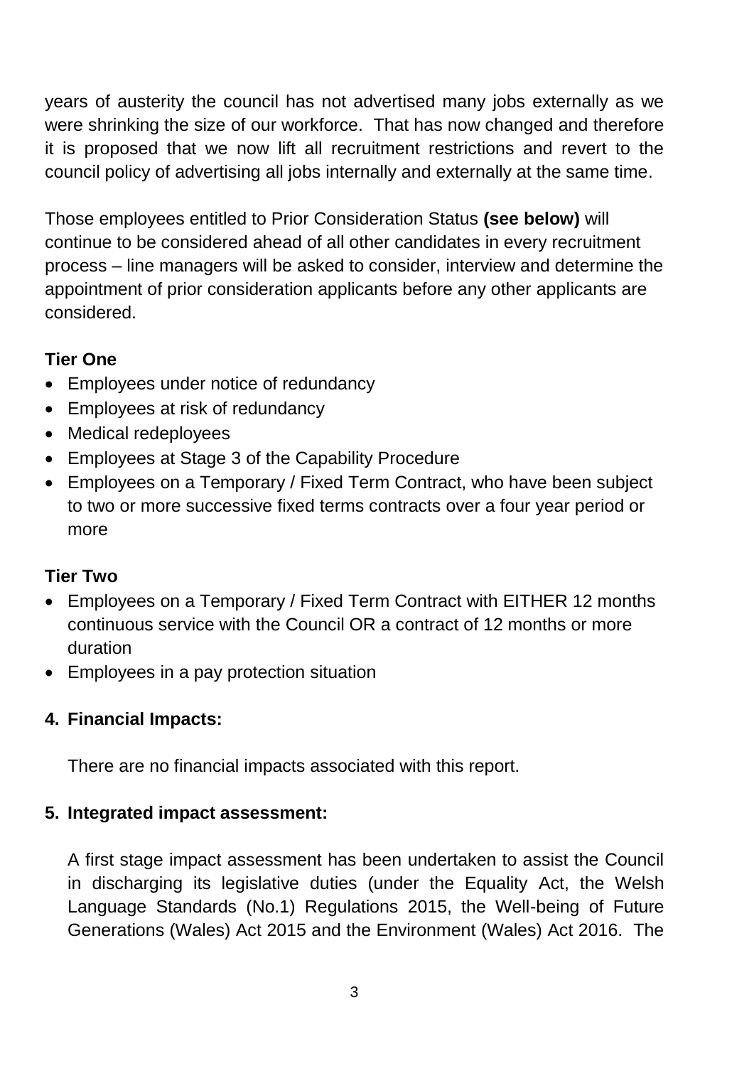years of austerity the council has not advertised many jobs externally as we were shrinking the size of our workforce. That has now changed and therefore it is proposed that we now lift all recruitment restrictions and revert to the council policy of advertising all jobs internally and externally at the same time.

Those employees entitled to Prior Consideration Status **(see below)** will continue to be considered ahead of all other candidates in every recruitment process – line managers will be asked to consider, interview and determine the appointment of prior consideration applicants before any other applicants are considered.

**Tier One**

- Employees under notice of redundancy
- Employees at risk of redundancy
- Medical redeployees
- Employees at Stage 3 of the Capability Procedure
- Employees on a Temporary / Fixed Term Contract, who have been subject to two or more successive fixed terms contracts over a four year period or more

**Tier Two**

- Employees on a Temporary / Fixed Term Contract with EITHER 12 months continuous service with the Council OR a contract of 12 months or more duration
- Employees in a pay protection situation

## 4. Financial Impacts:

There are no financial impacts associated with this report.

## 5. Integrated impact assessment:

A first stage impact assessment has been undertaken to assist the Council in discharging its legislative duties (under the Equality Act, the Welsh Language Standards (No.1) Regulations 2015, the Well-being of Future Generations (Wales) Act 2015 and the Environment (Wales) Act 2016. The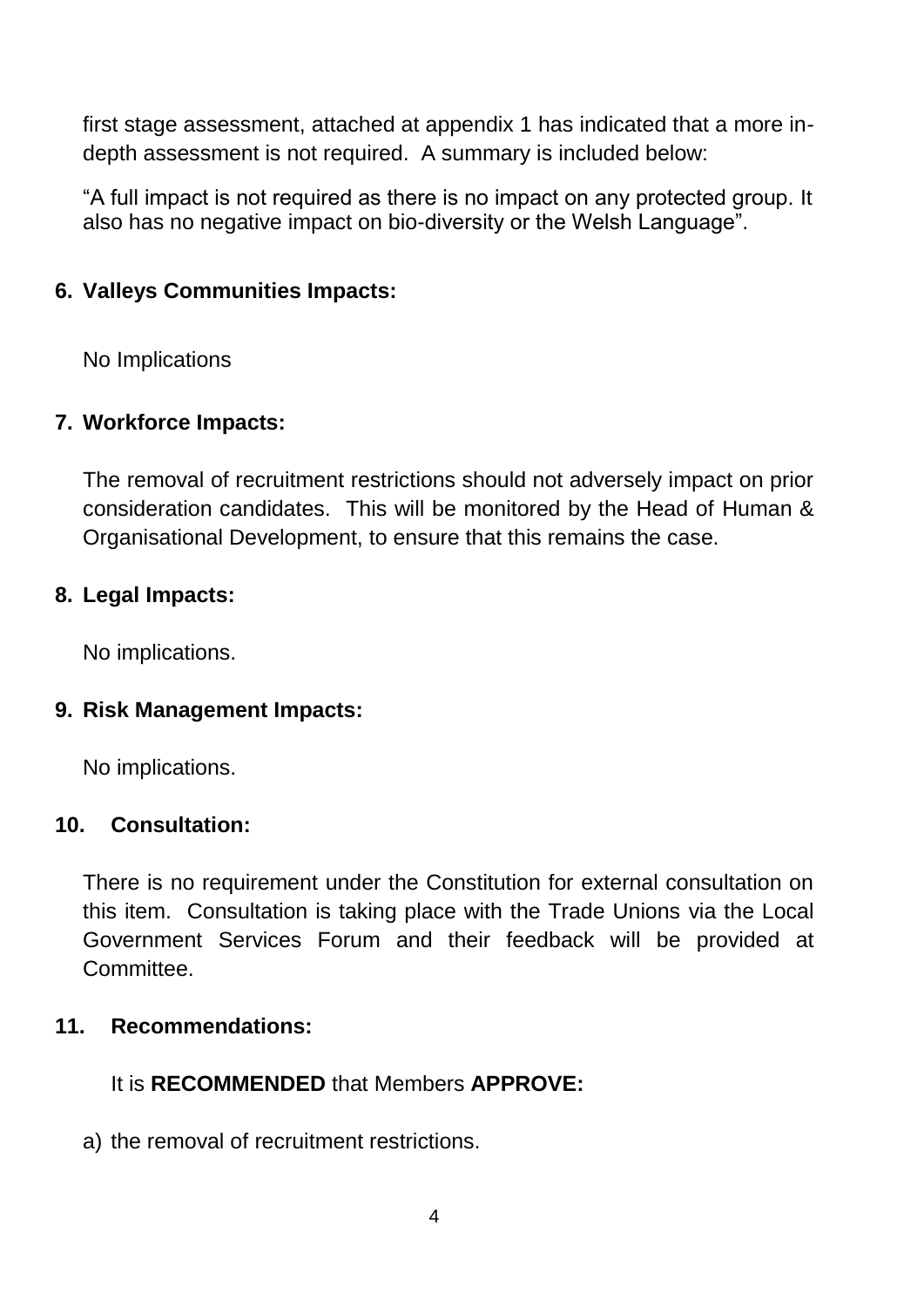first stage assessment, attached at appendix 1 has indicated that a more in-depth assessment is not required. A summary is included below:

"A full impact is not required as there is no impact on any protected group. It also has no negative impact on bio-diversity or the Welsh Language".

## 6. Valleys Communities Impacts:

No Implications

## 7. Workforce Impacts:

The removal of recruitment restrictions should not adversely impact on prior consideration candidates. This will be monitored by the Head of Human & Organisational Development, to ensure that this remains the case.

## 8. Legal Impacts:

No implications.

## 9. Risk Management Impacts:

No implications.

## 10. Consultation:

There is no requirement under the Constitution for external consultation on this item. Consultation is taking place with the Trade Unions via the Local Government Services Forum and their feedback will be provided at Committee.

## 11. Recommendations:

It is **RECOMMENDED** that Members **APPROVE:**

a) the removal of recruitment restrictions.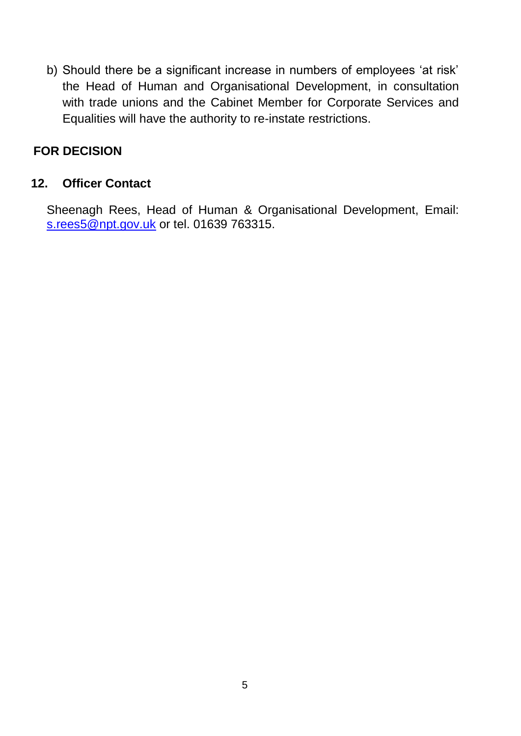b) Should there be a significant increase in numbers of employees 'at risk' the Head of Human and Organisational Development, in consultation with trade unions and the Cabinet Member for Corporate Services and Equalities will have the authority to re-instate restrictions.

**FOR DECISION**

## 12. Officer Contact

Sheenagh Rees, Head of Human & Organisational Development, Email: s.rees5@npt.gov.uk or tel. 01639 763315.